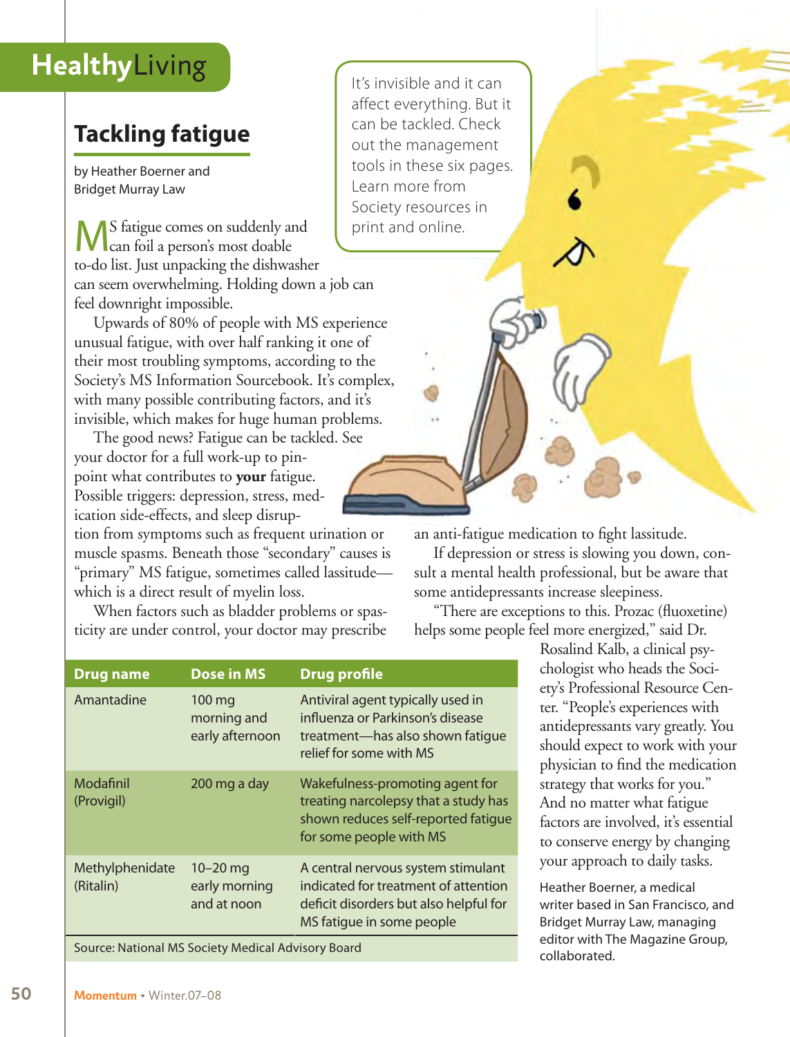# Tackling fatigue

by Heather Boerner and Bridget Murray Law

It's invisible and it can affect everything. But it can be tackled. Check out the management tools in these six pages. Learn more from Society resources in print and online.

MS fatigue comes on suddenly and can foil a person's most doable to-do list. Just unpacking the dishwasher can seem overwhelming. Holding down a job can feel downright impossible.

Upwards of 80% of people with MS experience unusual fatigue, with over half ranking it one of their most troubling symptoms, according to the Society's MS Information Sourcebook. It's complex, with many possible contributing factors, and it's invisible, which makes for huge human problems.

The good news? Fatigue can be tackled. See your doctor for a full work-up to pinpoint what contributes to **your** fatigue. Possible triggers: depression, stress, medication side-effects, and sleep disruption from symptoms such as frequent urination or muscle spasms. Beneath those "secondary" causes is "primary" MS fatigue, sometimes called lassitude—which is a direct result of myelin loss.

When factors such as bladder problems or spasticity are under control, your doctor may prescribe an anti-fatigue medication to fight lassitude.

If depression or stress is slowing you down, consult a mental health professional, but be aware that some antidepressants increase sleepiness.

"There are exceptions to this. Prozac (fluoxetine) helps some people feel more energized," said Dr. Rosalind Kalb, a clinical psychologist who heads the Society's Professional Resource Center. "People's experiences with antidepressants vary greatly. You should expect to work with your physician to find the medication strategy that works for you." And no matter what fatigue factors are involved, it's essential to conserve energy by changing your approach to daily tasks.

Heather Boerner, a medical writer based in San Francisco, and Bridget Murray Law, managing editor with The Magazine Group, collaborated.

| Drug name | Dose in MS | Drug profile |
|---|---|---|
| Amantadine | 100 mg morning and early afternoon | Antiviral agent typically used in influenza or Parkinson's disease treatment—has also shown fatigue relief for some with MS |
| Modafinil (Provigil) | 200 mg a day | Wakefulness-promoting agent for treating narcolepsy that a study has shown reduces self-reported fatigue for some people with MS |
| Methylphenidate (Ritalin) | 10–20 mg early morning and at noon | A central nervous system stimulant indicated for treatment of attention deficit disorders but also helpful for MS fatigue in some people |

Source: National MS Society Medical Advisory Board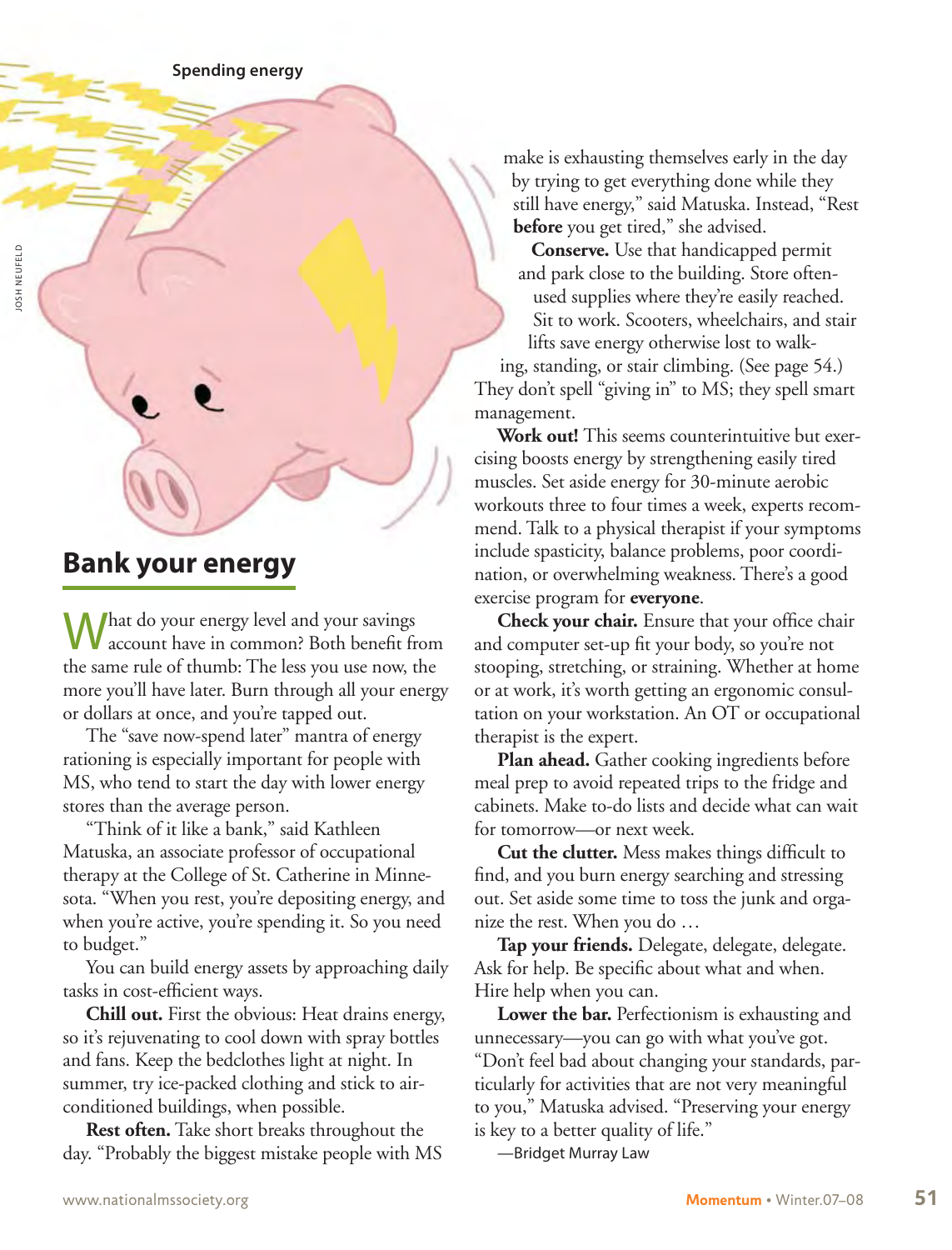Spending energy

## Bank your energy

What do your energy level and your savings account have in common? Both benefit from the same rule of thumb: The less you use now, the more you'll have later. Burn through all your energy or dollars at once, and you're tapped out.

The "save now-spend later" mantra of energy rationing is especially important for people with MS, who tend to start the day with lower energy stores than the average person.

"Think of it like a bank," said Kathleen Matuska, an associate professor of occupational therapy at the College of St. Catherine in Minnesota. "When you rest, you're depositing energy, and when you're active, you're spending it. So you need to budget."

You can build energy assets by approaching daily tasks in cost-efficient ways.

**Chill out.** First the obvious: Heat drains energy, so it's rejuvenating to cool down with spray bottles and fans. Keep the bedclothes light at night. In summer, try ice-packed clothing and stick to air-conditioned buildings, when possible.

**Rest often.** Take short breaks throughout the day. "Probably the biggest mistake people with MS make is exhausting themselves early in the day by trying to get everything done while they still have energy," said Matuska. Instead, "Rest **before** you get tired," she advised.

**Conserve.** Use that handicapped permit and park close to the building. Store often-used supplies where they're easily reached. Sit to work. Scooters, wheelchairs, and stair lifts save energy otherwise lost to walking, standing, or stair climbing. (See page 54.) They don't spell "giving in" to MS; they spell smart management.

**Work out!** This seems counterintuitive but exercising boosts energy by strengthening easily tired muscles. Set aside energy for 30-minute aerobic workouts three to four times a week, experts recommend. Talk to a physical therapist if your symptoms include spasticity, balance problems, poor coordination, or overwhelming weakness. There's a good exercise program for **everyone**.

**Check your chair.** Ensure that your office chair and computer set-up fit your body, so you're not stooping, stretching, or straining. Whether at home or at work, it's worth getting an ergonomic consultation on your workstation. An OT or occupational therapist is the expert.

**Plan ahead.** Gather cooking ingredients before meal prep to avoid repeated trips to the fridge and cabinets. Make to-do lists and decide what can wait for tomorrow—or next week.

**Cut the clutter.** Mess makes things difficult to find, and you burn energy searching and stressing out. Set aside some time to toss the junk and organize the rest. When you do …

**Tap your friends.** Delegate, delegate, delegate. Ask for help. Be specific about what and when. Hire help when you can.

**Lower the bar.** Perfectionism is exhausting and unnecessary—you can go with what you've got. "Don't feel bad about changing your standards, particularly for activities that are not very meaningful to you," Matuska advised. "Preserving your energy is key to a better quality of life."

—Bridget Murray Law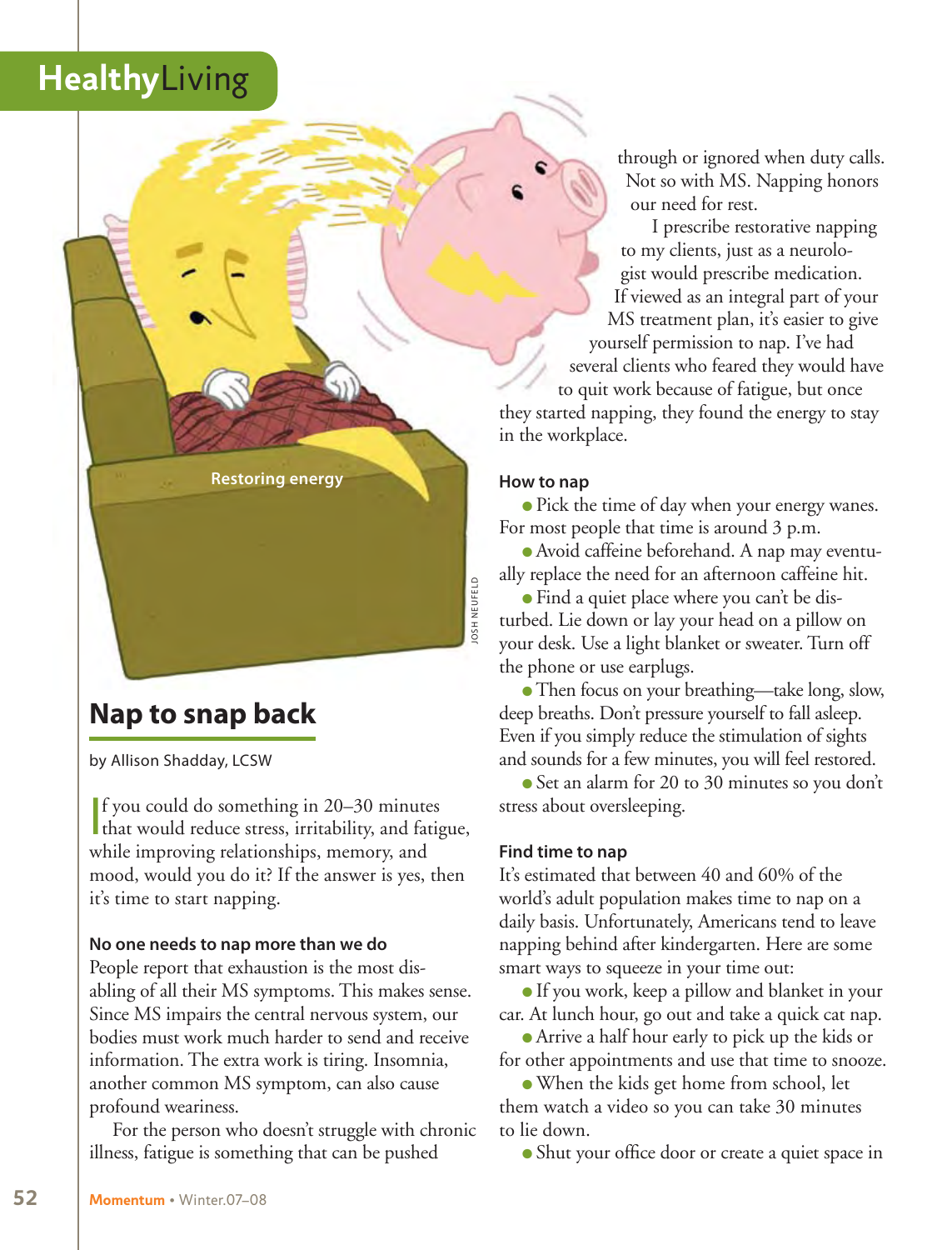# HealthyLiving

Restoring energy

JOSH NEUFELD

## Nap to snap back

by Allison Shadday, LCSW

If you could do something in 20–30 minutes that would reduce stress, irritability, and fatigue, while improving relationships, memory, and mood, would you do it? If the answer is yes, then it's time to start napping.

### No one needs to nap more than we do

People report that exhaustion is the most disabling of all their MS symptoms. This makes sense. Since MS impairs the central nervous system, our bodies must work much harder to send and receive information. The extra work is tiring. Insomnia, another common MS symptom, can also cause profound weariness.

For the person who doesn't struggle with chronic illness, fatigue is something that can be pushed through or ignored when duty calls. Not so with MS. Napping honors our need for rest.

I prescribe restorative napping to my clients, just as a neurologist would prescribe medication. If viewed as an integral part of your MS treatment plan, it's easier to give yourself permission to nap. I've had several clients who feared they would have to quit work because of fatigue, but once they started napping, they found the energy to stay in the workplace.

### How to nap

- Pick the time of day when your energy wanes. For most people that time is around 3 p.m.
- Avoid caffeine beforehand. A nap may eventually replace the need for an afternoon caffeine hit.
- Find a quiet place where you can't be disturbed. Lie down or lay your head on a pillow on your desk. Use a light blanket or sweater. Turn off the phone or use earplugs.
- Then focus on your breathing—take long, slow, deep breaths. Don't pressure yourself to fall asleep. Even if you simply reduce the stimulation of sights and sounds for a few minutes, you will feel restored.
- Set an alarm for 20 to 30 minutes so you don't stress about oversleeping.

### Find time to nap

It's estimated that between 40 and 60% of the world's adult population makes time to nap on a daily basis. Unfortunately, Americans tend to leave napping behind after kindergarten. Here are some smart ways to squeeze in your time out:

- If you work, keep a pillow and blanket in your car. At lunch hour, go out and take a quick cat nap.
- Arrive a half hour early to pick up the kids or for other appointments and use that time to snooze.
- When the kids get home from school, let them watch a video so you can take 30 minutes to lie down.
- Shut your office door or create a quiet space in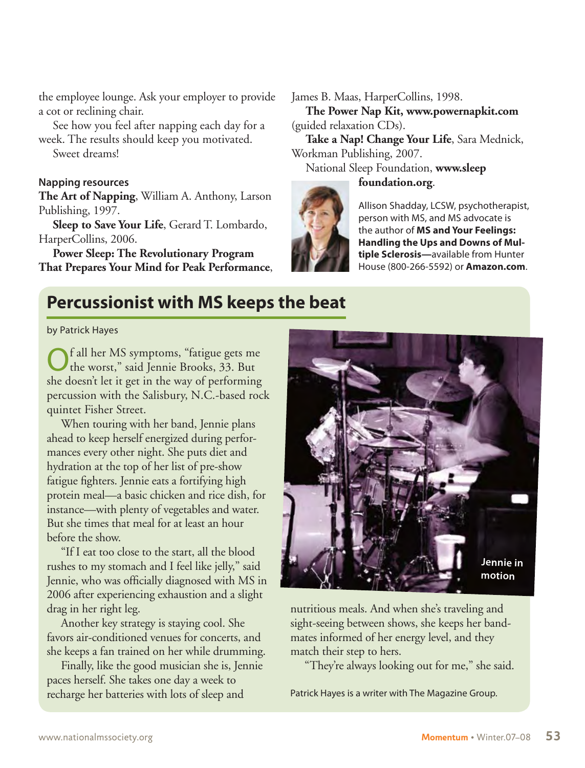the employee lounge. Ask your employer to provide a cot or reclining chair.

See how you feel after napping each day for a week. The results should keep you motivated.

Sweet dreams!

**Napping resources**

**The Art of Napping**, William A. Anthony, Larson Publishing, 1997.

**Sleep to Save Your Life**, Gerard T. Lombardo, HarperCollins, 2006.

**Power Sleep: The Revolutionary Program That Prepares Your Mind for Peak Performance**, James B. Maas, HarperCollins, 1998.

**The Power Nap Kit, www.powernapkit.com** (guided relaxation CDs).

**Take a Nap! Change Your Life**, Sara Mednick, Workman Publishing, 2007.

National Sleep Foundation, **www.sleepfoundation.org**.

Allison Shadday, LCSW, psychotherapist, person with MS, and MS advocate is the author of **MS and Your Feelings: Handling the Ups and Downs of Multiple Sclerosis—**available from Hunter House (800-266-5592) or **Amazon.com**.

## Percussionist with MS keeps the beat

by Patrick Hayes

Of all her MS symptoms, "fatigue gets me the worst," said Jennie Brooks, 33. But she doesn't let it get in the way of performing percussion with the Salisbury, N.C.-based rock quintet Fisher Street.

When touring with her band, Jennie plans ahead to keep herself energized during performances every other night. She puts diet and hydration at the top of her list of pre-show fatigue fighters. Jennie eats a fortifying high protein meal—a basic chicken and rice dish, for instance—with plenty of vegetables and water. But she times that meal for at least an hour before the show.

"If I eat too close to the start, all the blood rushes to my stomach and I feel like jelly," said Jennie, who was officially diagnosed with MS in 2006 after experiencing exhaustion and a slight drag in her right leg.

Another key strategy is staying cool. She favors air-conditioned venues for concerts, and she keeps a fan trained on her while drumming.

Finally, like the good musician she is, Jennie paces herself. She takes one day a week to recharge her batteries with lots of sleep and nutritious meals. And when she's traveling and sight-seeing between shows, she keeps her bandmates informed of her energy level, and they match their step to hers.

"They're always looking out for me," she said.

Jennie in motion

Patrick Hayes is a writer with The Magazine Group.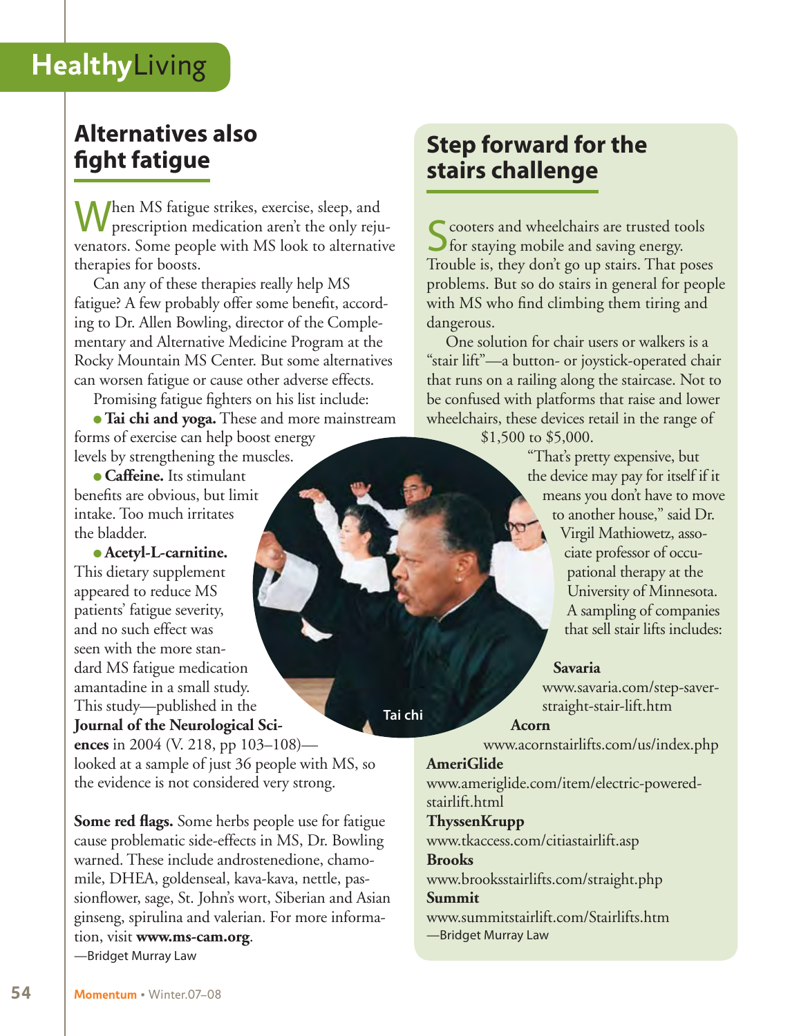# Healthy Living

## Alternatives also fight fatigue

When MS fatigue strikes, exercise, sleep, and prescription medication aren't the only rejuvenators. Some people with MS look to alternative therapies for boosts.

Can any of these therapies really help MS fatigue? A few probably offer some benefit, according to Dr. Allen Bowling, director of the Complementary and Alternative Medicine Program at the Rocky Mountain MS Center. But some alternatives can worsen fatigue or cause other adverse effects.

Promising fatigue fighters on his list include:

- **Tai chi and yoga.** These and more mainstream forms of exercise can help boost energy levels by strengthening the muscles.
- **Caffeine.** Its stimulant benefits are obvious, but limit intake. Too much irritates the bladder.
- **Acetyl-L-carnitine.** This dietary supplement appeared to reduce MS patients' fatigue severity, and no such effect was seen with the more standard MS fatigue medication amantadine in a small study. This study—published in the **Journal of the Neurological Sciences** in 2004 (V. 218, pp 103–108)—looked at a sample of just 36 people with MS, so the evidence is not considered very strong.

Tai chi

**Some red flags.** Some herbs people use for fatigue cause problematic side-effects in MS, Dr. Bowling warned. These include androstenedione, chamomile, DHEA, goldenseal, kava-kava, nettle, passionflower, sage, St. John's wort, Siberian and Asian ginseng, spirulina and valerian. For more information, visit **www.ms-cam.org**.

—Bridget Murray Law

## Step forward for the stairs challenge

Scooters and wheelchairs are trusted tools for staying mobile and saving energy. Trouble is, they don't go up stairs. That poses problems. But so do stairs in general for people with MS who find climbing them tiring and dangerous.

One solution for chair users or walkers is a "stair lift"—a button- or joystick-operated chair that runs on a railing along the staircase. Not to be confused with platforms that raise and lower wheelchairs, these devices retail in the range of $1,500 to $5,000.

"That's pretty expensive, but the device may pay for itself if it means you don't have to move to another house," said Dr. Virgil Mathiowetz, associate professor of occupational therapy at the University of Minnesota.

A sampling of companies that sell stair lifts includes:

**Savaria**
www.savaria.com/step-saver-straight-stair-lift.htm

**Acorn**
www.acornstairlifts.com/us/index.php

**AmeriGlide**
www.ameriglide.com/item/electric-powered-stairlift.html

**ThyssenKrupp**
www.tkaccess.com/citiastairlift.asp

**Brooks**
www.brooksstairlifts.com/straight.php

**Summit**
www.summitstairlift.com/Stairlifts.htm

—Bridget Murray Law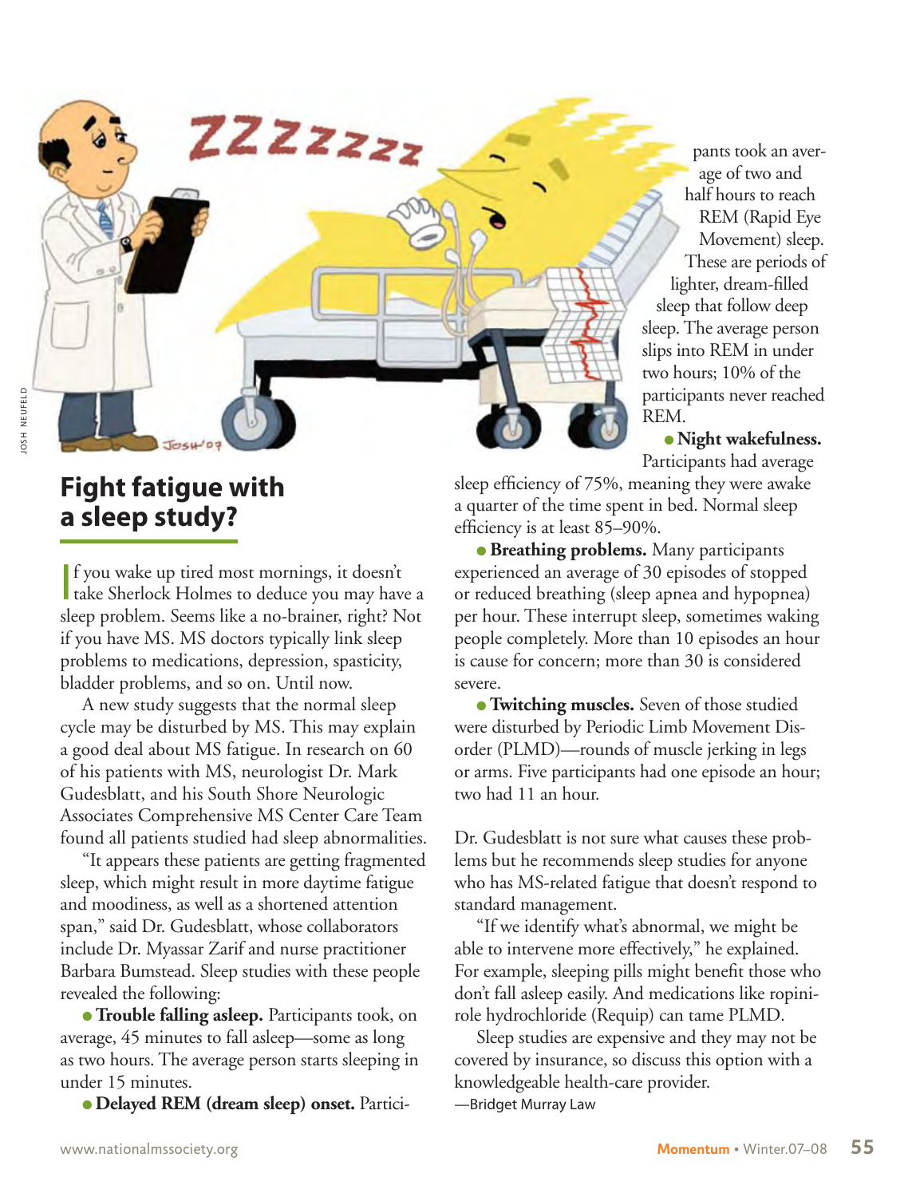## Fight fatigue with a sleep study?

If you wake up tired most mornings, it doesn't take Sherlock Holmes to deduce you may have a sleep problem. Seems like a no-brainer, right? Not if you have MS. MS doctors typically link sleep problems to medications, depression, spasticity, bladder problems, and so on. Until now.

A new study suggests that the normal sleep cycle may be disturbed by MS. This may explain a good deal about MS fatigue. In research on 60 of his patients with MS, neurologist Dr. Mark Gudesblatt, and his South Shore Neurologic Associates Comprehensive MS Center Care Team found all patients studied had sleep abnormalities.

"It appears these patients are getting fragmented sleep, which might result in more daytime fatigue and moodiness, as well as a shortened attention span," said Dr. Gudesblatt, whose collaborators include Dr. Myassar Zarif and nurse practitioner Barbara Bumstead. Sleep studies with these people revealed the following:

- **Trouble falling asleep.** Participants took, on average, 45 minutes to fall asleep—some as long as two hours. The average person starts sleeping in under 15 minutes.
- **Delayed REM (dream sleep) onset.** Participants took an average of two and half hours to reach REM (Rapid Eye Movement) sleep. These are periods of lighter, dream-filled sleep that follow deep sleep. The average person slips into REM in under two hours; 10% of the participants never reached REM.
- **Night wakefulness.** Participants had average sleep efficiency of 75%, meaning they were awake a quarter of the time spent in bed. Normal sleep efficiency is at least 85–90%.
- **Breathing problems.** Many participants experienced an average of 30 episodes of stopped or reduced breathing (sleep apnea and hypopnea) per hour. These interrupt sleep, sometimes waking people completely. More than 10 episodes an hour is cause for concern; more than 30 is considered severe.
- **Twitching muscles.** Seven of those studied were disturbed by Periodic Limb Movement Disorder (PLMD)—rounds of muscle jerking in legs or arms. Five participants had one episode an hour; two had 11 an hour.

Dr. Gudesblatt is not sure what causes these problems but he recommends sleep studies for anyone who has MS-related fatigue that doesn't respond to standard management.

"If we identify what's abnormal, we might be able to intervene more effectively," he explained. For example, sleeping pills might benefit those who don't fall asleep easily. And medications like ropinirole hydrochloride (Requip) can tame PLMD.

Sleep studies are expensive and they may not be covered by insurance, so discuss this option with a knowledgeable health-care provider.

—Bridget Murray Law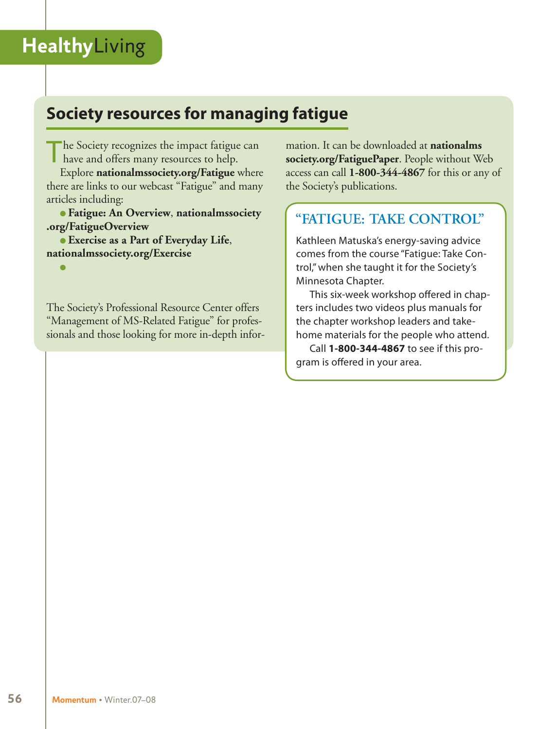## Society resources for managing fatigue

The Society recognizes the impact fatigue can have and offers many resources to help.

Explore **nationalmssociety.org/Fatigue** where there are links to our webcast "Fatigue" and many articles including:

- **Fatigue: An Overview**, **nationalmssociety.org/FatigueOverview**
- **Exercise as a Part of Everyday Life**, **nationalmssociety.org/Exercise**
- 

The Society's Professional Resource Center offers "Management of MS-Related Fatigue" for professionals and those looking for more in-depth information. It can be downloaded at **nationalmssociety.org/FatiguePaper**. People without Web access can call **1-800-344-4867** for this or any of the Society's publications.

### "FATIGUE: TAKE CONTROL"

Kathleen Matuska's energy-saving advice comes from the course "Fatigue: Take Control," when she taught it for the Society's Minnesota Chapter.

This six-week workshop offered in chapters includes two videos plus manuals for the chapter workshop leaders and take-home materials for the people who attend.

Call **1-800-344-4867** to see if this program is offered in your area.